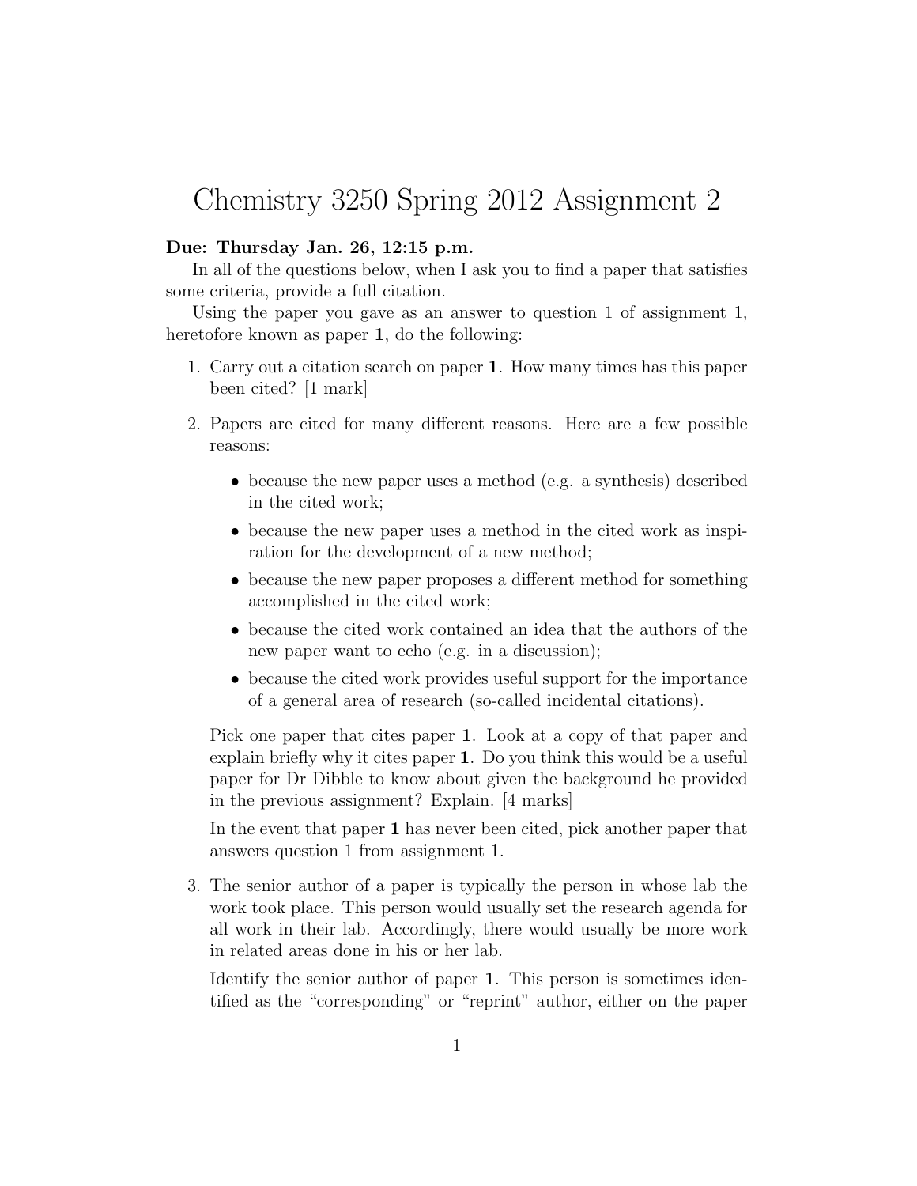# Chemistry 3250 Spring 2012 Assignment 2

**Due: Thursday Jan. 26, 12:15 p.m.**

In all of the questions below, when I ask you to find a paper that satisfies some criteria, provide a full citation.

Using the paper you gave as an answer to question 1 of assignment 1, heretofore known as paper **1**, do the following:

1. Carry out a citation search on paper **1**. How many times has this paper been cited? [1 mark]

2. Papers are cited for many different reasons. Here are a few possible reasons:

   - because the new paper uses a method (e.g. a synthesis) described in the cited work;
   - because the new paper uses a method in the cited work as inspiration for the development of a new method;
   - because the new paper proposes a different method for something accomplished in the cited work;
   - because the cited work contained an idea that the authors of the new paper want to echo (e.g. in a discussion);
   - because the cited work provides useful support for the importance of a general area of research (so-called incidental citations).

   Pick one paper that cites paper **1**. Look at a copy of that paper and explain briefly why it cites paper **1**. Do you think this would be a useful paper for Dr Dibble to know about given the background he provided in the previous assignment? Explain. [4 marks]

   In the event that paper **1** has never been cited, pick another paper that answers question 1 from assignment 1.

3. The senior author of a paper is typically the person in whose lab the work took place. This person would usually set the research agenda for all work in their lab. Accordingly, there would usually be more work in related areas done in his or her lab.

   Identify the senior author of paper **1**. This person is sometimes identified as the "corresponding" or "reprint" author, either on the paper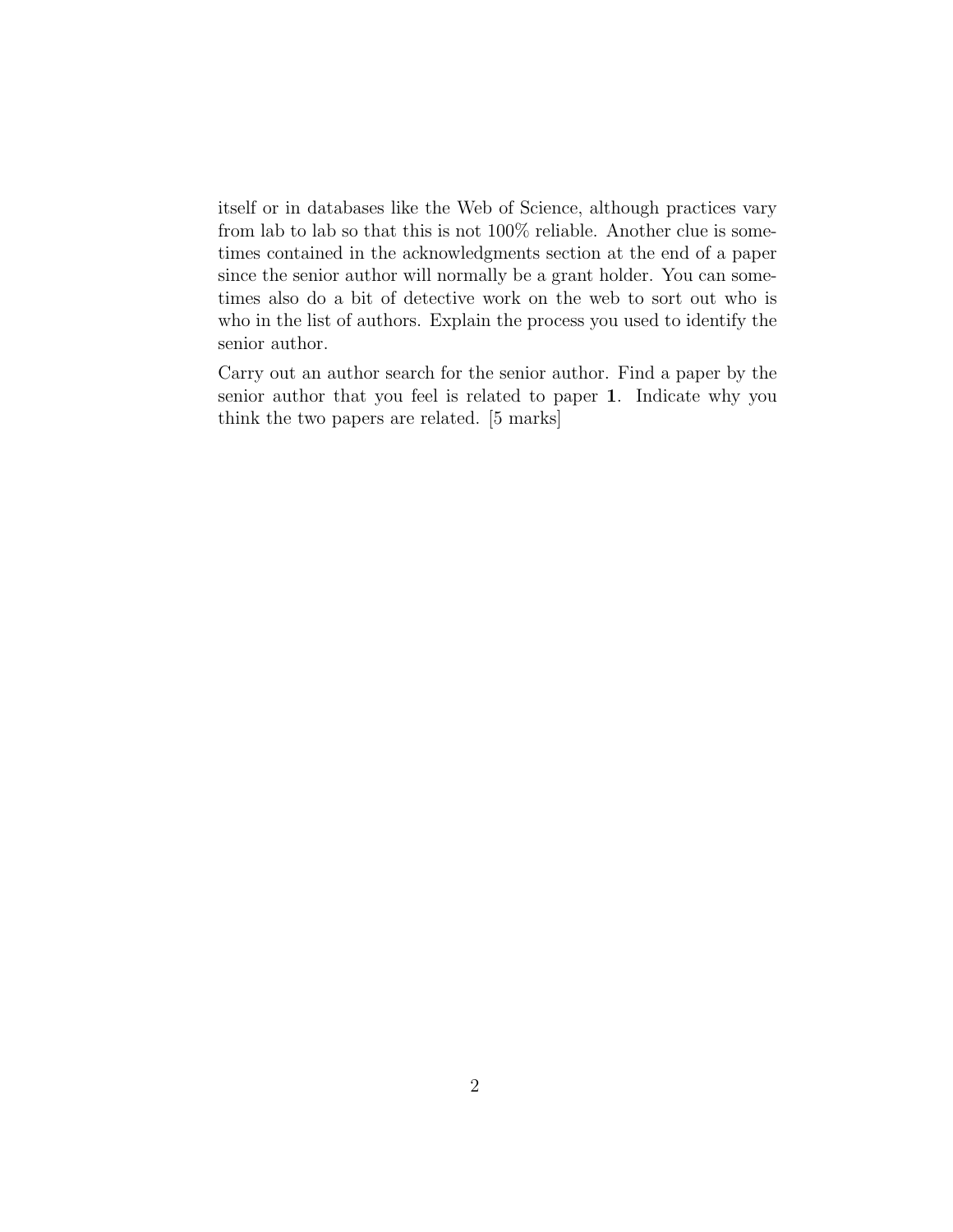itself or in databases like the Web of Science, although practices vary from lab to lab so that this is not 100% reliable. Another clue is sometimes contained in the acknowledgments section at the end of a paper since the senior author will normally be a grant holder. You can sometimes also do a bit of detective work on the web to sort out who is who in the list of authors. Explain the process you used to identify the senior author.

Carry out an author search for the senior author. Find a paper by the senior author that you feel is related to paper **1**. Indicate why you think the two papers are related. [5 marks]